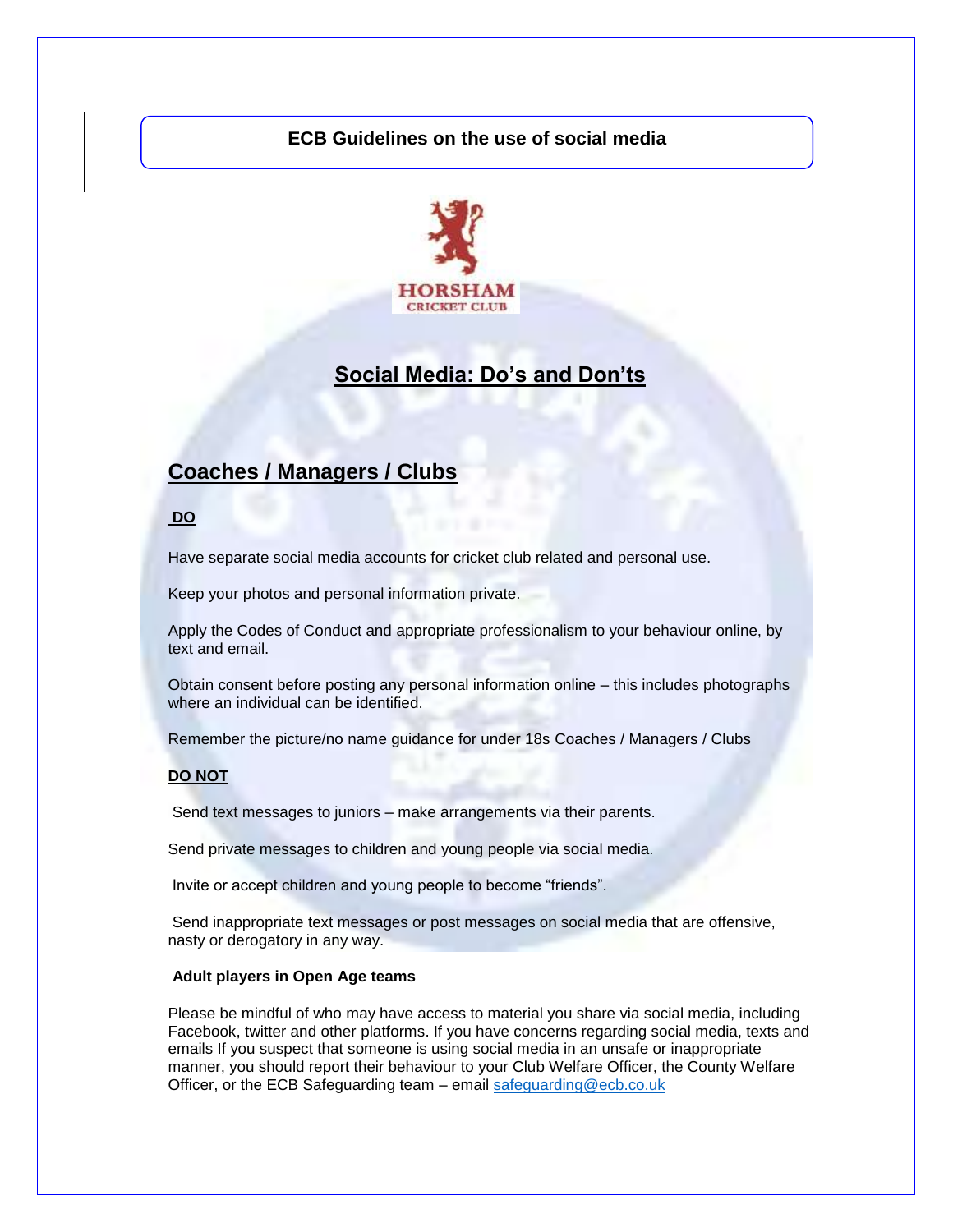**ECB Guidelines on the use of social media**

HORSHAM CRICKET CLUB

## Social Media: Do's and Don'ts

## Coaches / Managers / Clubs

**DO**

Have separate social media accounts for cricket club related and personal use.

Keep your photos and personal information private.

Apply the Codes of Conduct and appropriate professionalism to your behaviour online, by text and email.

Obtain consent before posting any personal information online – this includes photographs where an individual can be identified.

Remember the picture/no name guidance for under 18s Coaches / Managers / Clubs

**DO NOT**

Send text messages to juniors – make arrangements via their parents.

Send private messages to children and young people via social media.

Invite or accept children and young people to become "friends".

Send inappropriate text messages or post messages on social media that are offensive, nasty or derogatory in any way.

**Adult players in Open Age teams**

Please be mindful of who may have access to material you share via social media, including Facebook, twitter and other platforms. If you have concerns regarding social media, texts and emails If you suspect that someone is using social media in an unsafe or inappropriate manner, you should report their behaviour to your Club Welfare Officer, the County Welfare Officer, or the ECB Safeguarding team – email safeguarding@ecb.co.uk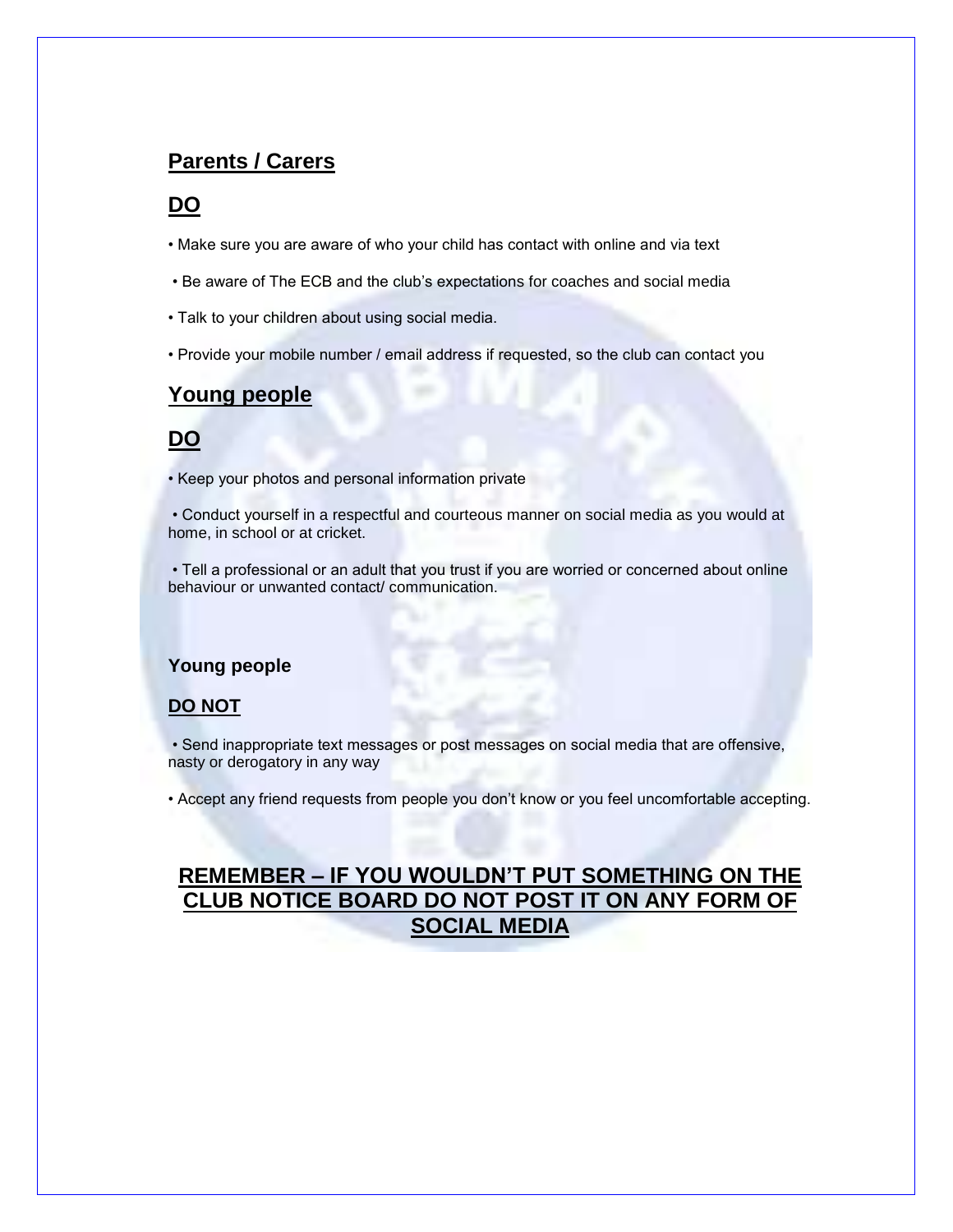## Parents / Carers

### DO

- Make sure you are aware of who your child has contact with online and via text
- Be aware of The ECB and the club's expectations for coaches and social media
- Talk to your children about using social media.
- Provide your mobile number / email address if requested, so the club can contact you

## Young people

### DO

- Keep your photos and personal information private
- Conduct yourself in a respectful and courteous manner on social media as you would at home, in school or at cricket.
- Tell a professional or an adult that you trust if you are worried or concerned about online behaviour or unwanted contact/ communication.

**Young people**

### DO NOT

- Send inappropriate text messages or post messages on social media that are offensive, nasty or derogatory in any way
- Accept any friend requests from people you don't know or you feel uncomfortable accepting.

**REMEMBER – IF YOU WOULDN'T PUT SOMETHING ON THE CLUB NOTICE BOARD DO NOT POST IT ON ANY FORM OF SOCIAL MEDIA**